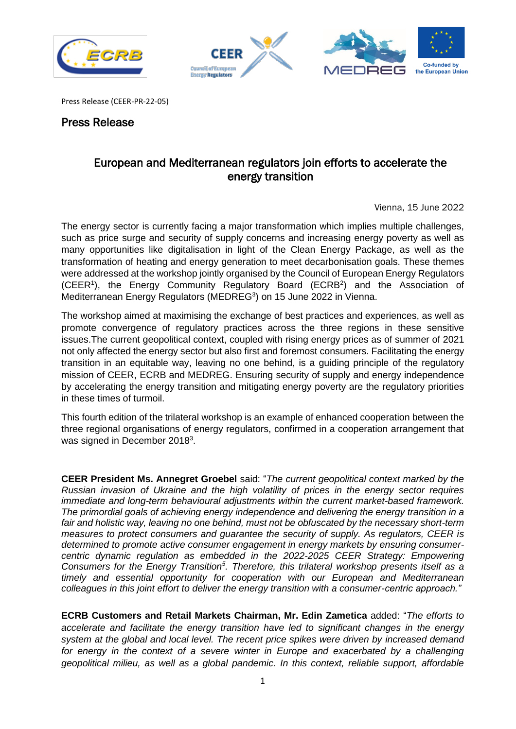Press Release (CEER-PR-22-05)

## Press Release

# European and Mediterranean regulators join efforts to accelerate the energy transition

Vienna, 15 June 2022

The energy sector is currently facing a major transformation which implies multiple challenges, such as price surge and security of supply concerns and increasing energy poverty as well as many opportunities like digitalisation in light of the Clean Energy Package, as well as the transformation of heating and energy generation to meet decarbonisation goals. These themes were addressed at the workshop jointly organised by the Council of European Energy Regulators (CEER[1]), the Energy Community Regulatory Board (ECRB[2]) and the Association of Mediterranean Energy Regulators (MEDREG[3]) on 15 June 2022 in Vienna.

The workshop aimed at maximising the exchange of best practices and experiences, as well as promote convergence of regulatory practices across the three regions in these sensitive issues.The current geopolitical context, coupled with rising energy prices as of summer of 2021 not only affected the energy sector but also first and foremost consumers. Facilitating the energy transition in an equitable way, leaving no one behind, is a guiding principle of the regulatory mission of CEER, ECRB and MEDREG. Ensuring security of supply and energy independence by accelerating the energy transition and mitigating energy poverty are the regulatory priorities in these times of turmoil.

This fourth edition of the trilateral workshop is an example of enhanced cooperation between the three regional organisations of energy regulators, confirmed in a cooperation arrangement that was signed in December 2018[3].

**CEER President Ms. Annegret Groebel** said: "*The current geopolitical context marked by the Russian invasion of Ukraine and the high volatility of prices in the energy sector requires immediate and long-term behavioural adjustments within the current market-based framework. The primordial goals of achieving energy independence and delivering the energy transition in a fair and holistic way, leaving no one behind, must not be obfuscated by the necessary short-term measures to protect consumers and guarantee the security of supply. As regulators, CEER is determined to promote active consumer engagement in energy markets by ensuring consumer-centric dynamic regulation as embedded in the 2022-2025 CEER Strategy: Empowering Consumers for the Energy Transition[5]. Therefore, this trilateral workshop presents itself as a timely and essential opportunity for cooperation with our European and Mediterranean colleagues in this joint effort to deliver the energy transition with a consumer-centric approach.*"

**ECRB Customers and Retail Markets Chairman, Mr. Edin Zametica** added: "*The efforts to accelerate and facilitate the energy transition have led to significant changes in the energy system at the global and local level. The recent price spikes were driven by increased demand for energy in the context of a severe winter in Europe and exacerbated by a challenging geopolitical milieu, as well as a global pandemic. In this context, reliable support, affordable*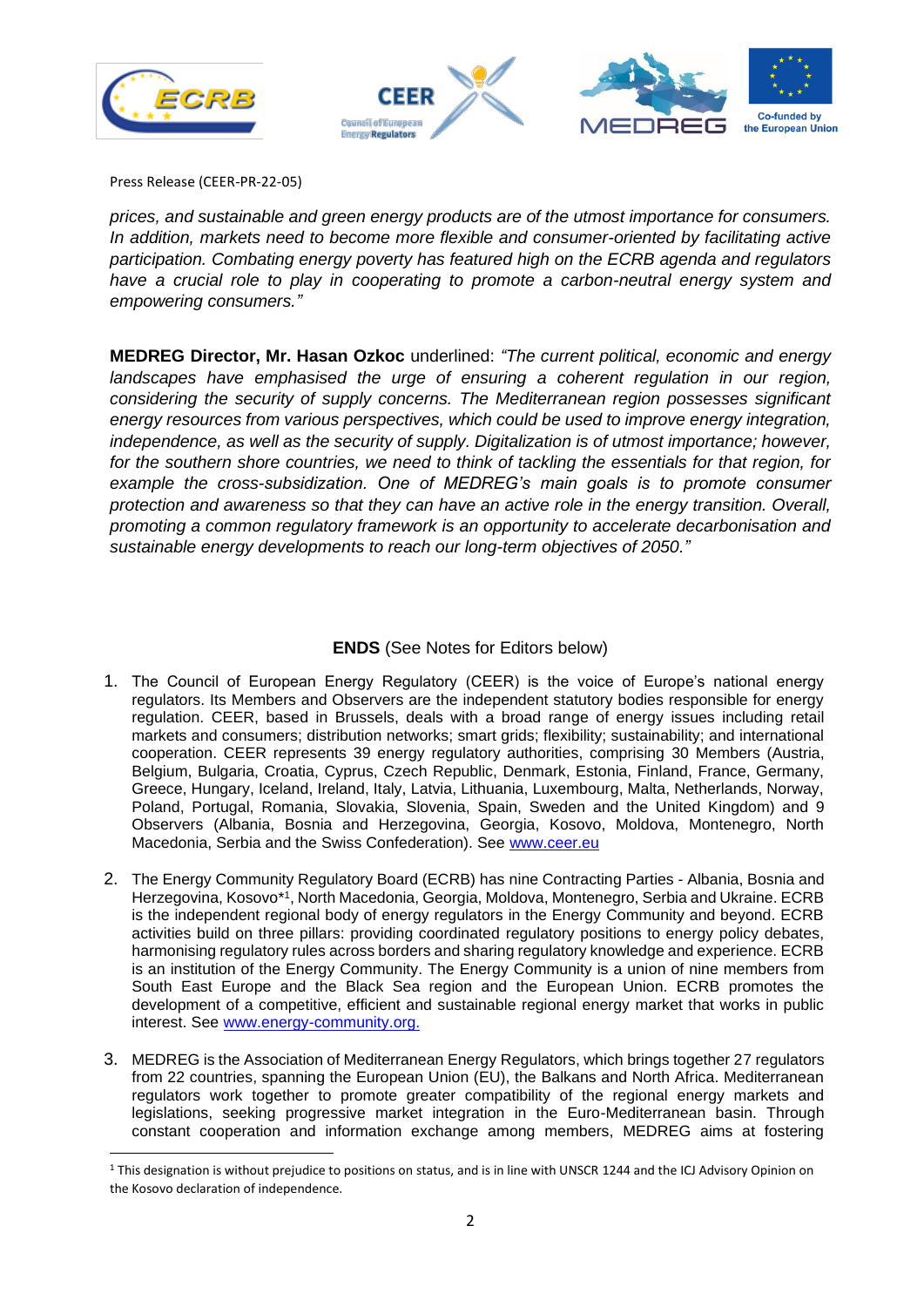Press Release (CEER-PR-22-05)

*prices, and sustainable and green energy products are of the utmost importance for consumers. In addition, markets need to become more flexible and consumer-oriented by facilitating active participation. Combating energy poverty has featured high on the ECRB agenda and regulators have a crucial role to play in cooperating to promote a carbon-neutral energy system and empowering consumers."*

**MEDREG Director, Mr. Hasan Ozkoc** underlined: *"The current political, economic and energy landscapes have emphasised the urge of ensuring a coherent regulation in our region, considering the security of supply concerns. The Mediterranean region possesses significant energy resources from various perspectives, which could be used to improve energy integration, independence, as well as the security of supply. Digitalization is of utmost importance; however, for the southern shore countries, we need to think of tackling the essentials for that region, for example the cross-subsidization. One of MEDREG's main goals is to promote consumer protection and awareness so that they can have an active role in the energy transition. Overall, promoting a common regulatory framework is an opportunity to accelerate decarbonisation and sustainable energy developments to reach our long-term objectives of 2050."*

**ENDS** (See Notes for Editors below)

1. The Council of European Energy Regulatory (CEER) is the voice of Europe's national energy regulators. Its Members and Observers are the independent statutory bodies responsible for energy regulation. CEER, based in Brussels, deals with a broad range of energy issues including retail markets and consumers; distribution networks; smart grids; flexibility; sustainability; and international cooperation. CEER represents 39 energy regulatory authorities, comprising 30 Members (Austria, Belgium, Bulgaria, Croatia, Cyprus, Czech Republic, Denmark, Estonia, Finland, France, Germany, Greece, Hungary, Iceland, Ireland, Italy, Latvia, Lithuania, Luxembourg, Malta, Netherlands, Norway, Poland, Portugal, Romania, Slovakia, Slovenia, Spain, Sweden and the United Kingdom) and 9 Observers (Albania, Bosnia and Herzegovina, Georgia, Kosovo, Moldova, Montenegro, North Macedonia, Serbia and the Swiss Confederation). See www.ceer.eu

2. The Energy Community Regulatory Board (ECRB) has nine Contracting Parties - Albania, Bosnia and Herzegovina, Kosovo*[1], North Macedonia, Georgia, Moldova, Montenegro, Serbia and Ukraine. ECRB is the independent regional body of energy regulators in the Energy Community and beyond. ECRB activities build on three pillars: providing coordinated regulatory positions to energy policy debates, harmonising regulatory rules across borders and sharing regulatory knowledge and experience. ECRB is an institution of the Energy Community. The Energy Community is a union of nine members from South East Europe and the Black Sea region and the European Union. ECRB promotes the development of a competitive, efficient and sustainable regional energy market that works in public interest. See www.energy-community.org.

3. MEDREG is the Association of Mediterranean Energy Regulators, which brings together 27 regulators from 22 countries, spanning the European Union (EU), the Balkans and North Africa. Mediterranean regulators work together to promote greater compatibility of the regional energy markets and legislations, seeking progressive market integration in the Euro-Mediterranean basin. Through constant cooperation and information exchange among members, MEDREG aims at fostering

[1] This designation is without prejudice to positions on status, and is in line with UNSCR 1244 and the ICJ Advisory Opinion on the Kosovo declaration of independence.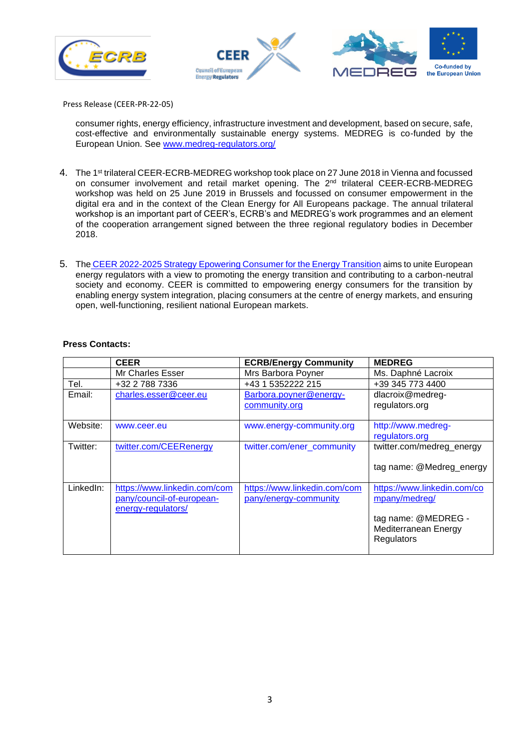Press Release (CEER-PR-22-05)

consumer rights, energy efficiency, infrastructure investment and development, based on secure, safe, cost-effective and environmentally sustainable energy systems. MEDREG is co-funded by the European Union. See www.medreg-regulators.org/

4. The 1st trilateral CEER-ECRB-MEDREG workshop took place on 27 June 2018 in Vienna and focussed on consumer involvement and retail market opening. The 2nd trilateral CEER-ECRB-MEDREG workshop was held on 25 June 2019 in Brussels and focussed on consumer empowerment in the digital era and in the context of the Clean Energy for All Europeans package. The annual trilateral workshop is an important part of CEER's, ECRB's and MEDREG's work programmes and an element of the cooperation arrangement signed between the three regional regulatory bodies in December 2018.

5. The CEER 2022-2025 Strategy Epowering Consumer for the Energy Transition aims to unite European energy regulators with a view to promoting the energy transition and contributing to a carbon-neutral society and economy. CEER is committed to empowering energy consumers for the transition by enabling energy system integration, placing consumers at the centre of energy markets, and ensuring open, well-functioning, resilient national European markets.

**Press Contacts:**

| | CEER | ECRB/Energy Community | MEDREG |
|---|---|---|---|
| | Mr Charles Esser | Mrs Barbora Poyner | Ms. Daphné Lacroix |
| Tel. | +32 2 788 7336 | +43 1 5352222 215 | +39 345 773 4400 |
| Email: | charles.esser@ceer.eu | Barbora.poyner@energy-community.org | dlacroix@medreg-regulators.org |
| Website: | www.ceer.eu | www.energy-community.org | http://www.medreg-regulators.org |
| Twitter: | twitter.com/CEERenergy | twitter.com/ener_community | twitter.com/medreg_energy<br><br>tag name: @Medreg_energy |
| LinkedIn: | https://www.linkedin.com/company/council-of-european-energy-regulators/ | https://www.linkedin.com/company/energy-community | https://www.linkedin.com/company/medreg/<br><br>tag name: @MEDREG - Mediterranean Energy Regulators |